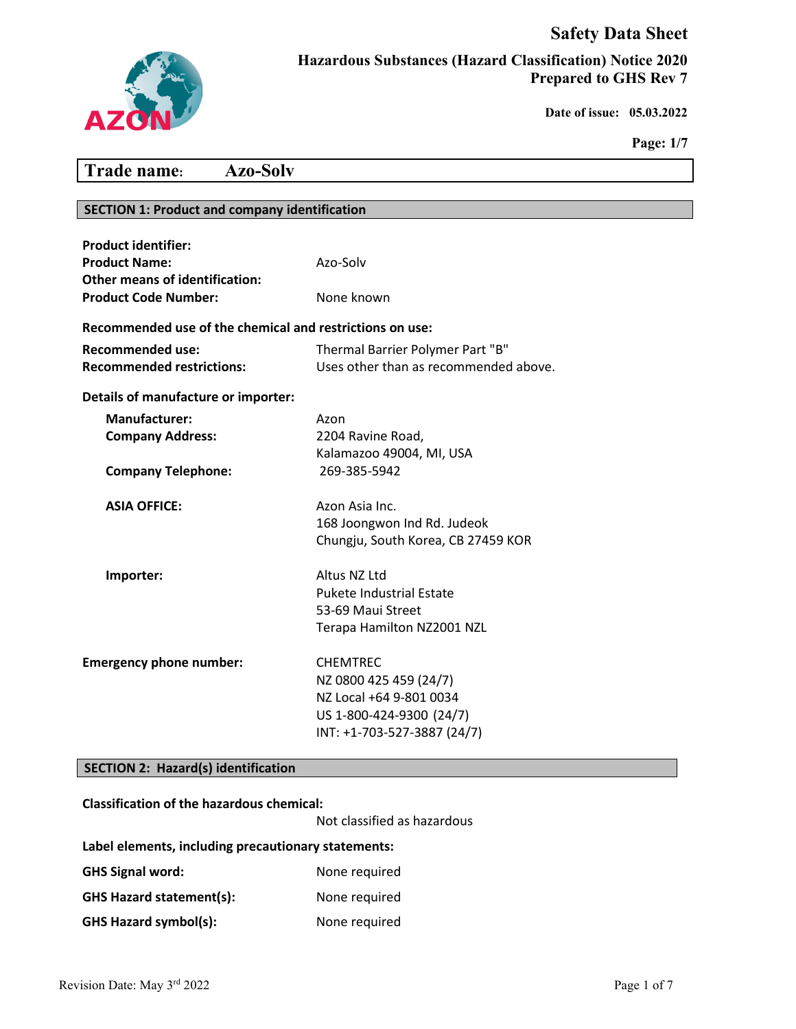# Safety Data Sheet

**Hazardous Substances (Hazard Classification) Notice 2020**
**Prepared to GHS Rev 7**

**Date of issue: 05.03.2022**

## Trade name: Azo-Solv

## SECTION 1: Product and company identification

**Product identifier:**

| | |
|---|---|
| **Product Name:** | Azo-Solv |
| **Other means of identification:** | |
| **Product Code Number:** | None known |

**Recommended use of the chemical and restrictions on use:**

| | |
|---|---|
| **Recommended use:** | Thermal Barrier Polymer Part "B" |
| **Recommended restrictions:** | Uses other than as recommended above. |

**Details of manufacture or importer:**

| | |
|---|---|
| **Manufacturer:** | Azon |
| **Company Address:** | 2204 Ravine Road, Kalamazoo 49004, MI, USA |
| **Company Telephone:** | 269-385-5942 |
| **ASIA OFFICE:** | Azon Asia Inc. 168 Joongwon Ind Rd. Judeok Chungju, South Korea, CB 27459 KOR |
| **Importer:** | Altus NZ Ltd Pukete Industrial Estate 53-69 Maui Street Terapa Hamilton NZ2001 NZL |

| | |
|---|---|
| **Emergency phone number:** | CHEMTREC<br>NZ 0800 425 459 (24/7)<br>NZ Local +64 9-801 0034<br>US 1-800-424-9300 (24/7)<br>INT: +1-703-527-3887 (24/7) |

## SECTION 2: Hazard(s) identification

**Classification of the hazardous chemical:**

Not classified as hazardous

**Label elements, including precautionary statements:**

| | |
|---|---|
| **GHS Signal word:** | None required |
| **GHS Hazard statement(s):** | None required |
| **GHS Hazard symbol(s):** | None required |

Revision Date: May 3rd 2022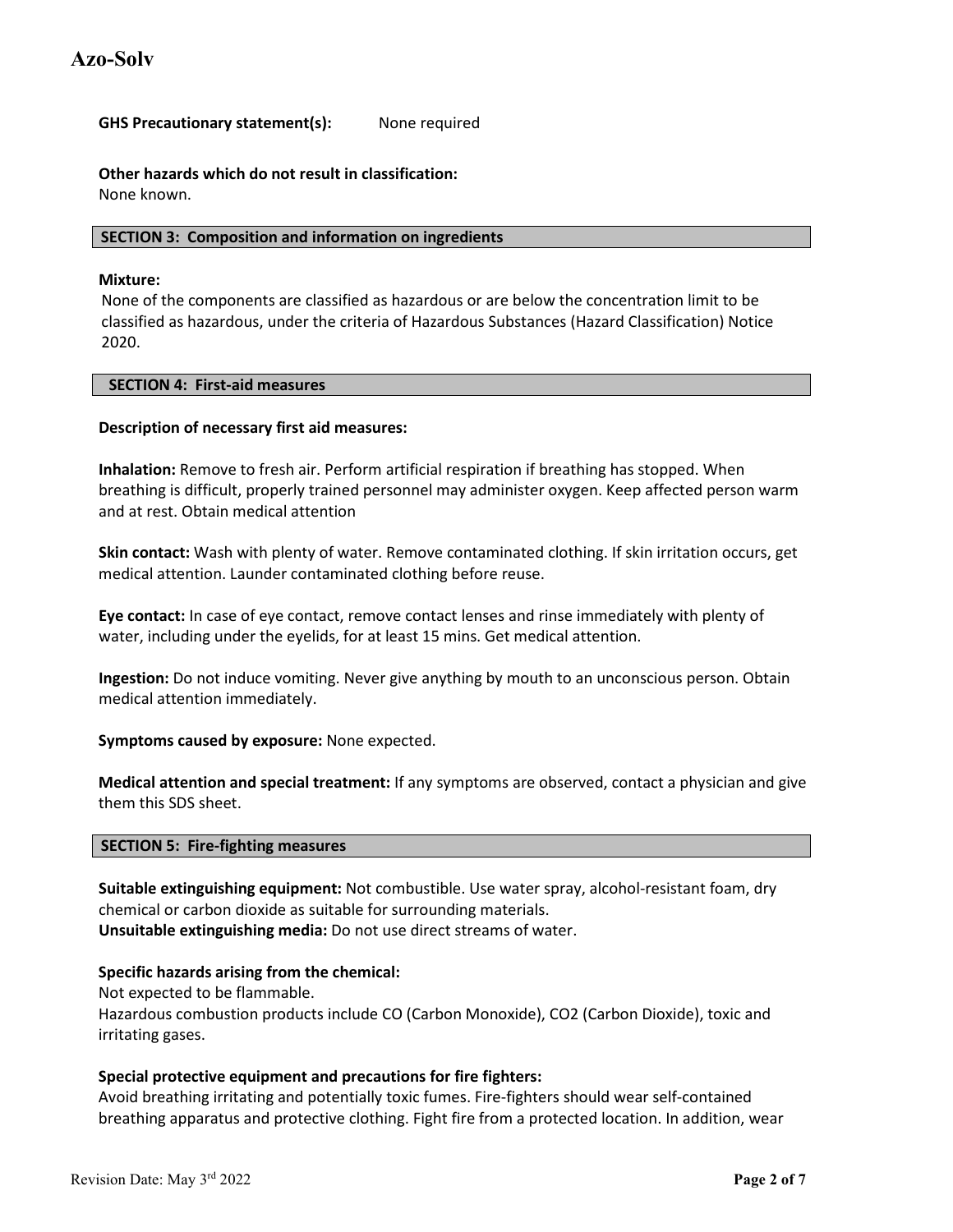**GHS Precautionary statement(s):** None required

**Other hazards which do not result in classification:**
None known.

## SECTION 3: Composition and information on ingredients

**Mixture:**
None of the components are classified as hazardous or are below the concentration limit to be classified as hazardous, under the criteria of Hazardous Substances (Hazard Classification) Notice 2020.

## SECTION 4: First-aid measures

**Description of necessary first aid measures:**

**Inhalation:** Remove to fresh air. Perform artificial respiration if breathing has stopped. When breathing is difficult, properly trained personnel may administer oxygen. Keep affected person warm and at rest. Obtain medical attention

**Skin contact:** Wash with plenty of water. Remove contaminated clothing. If skin irritation occurs, get medical attention. Launder contaminated clothing before reuse.

**Eye contact:** In case of eye contact, remove contact lenses and rinse immediately with plenty of water, including under the eyelids, for at least 15 mins. Get medical attention.

**Ingestion:** Do not induce vomiting. Never give anything by mouth to an unconscious person. Obtain medical attention immediately.

**Symptoms caused by exposure:** None expected.

**Medical attention and special treatment:** If any symptoms are observed, contact a physician and give them this SDS sheet.

## SECTION 5: Fire-fighting measures

**Suitable extinguishing equipment:** Not combustible. Use water spray, alcohol-resistant foam, dry chemical or carbon dioxide as suitable for surrounding materials.
**Unsuitable extinguishing media:** Do not use direct streams of water.

**Specific hazards arising from the chemical:**
Not expected to be flammable.
Hazardous combustion products include CO (Carbon Monoxide), $CO_2$ (Carbon Dioxide), toxic and irritating gases.

**Special protective equipment and precautions for fire fighters:**
Avoid breathing irritating and potentially toxic fumes. Fire-fighters should wear self-contained breathing apparatus and protective clothing. Fight fire from a protected location. In addition, wear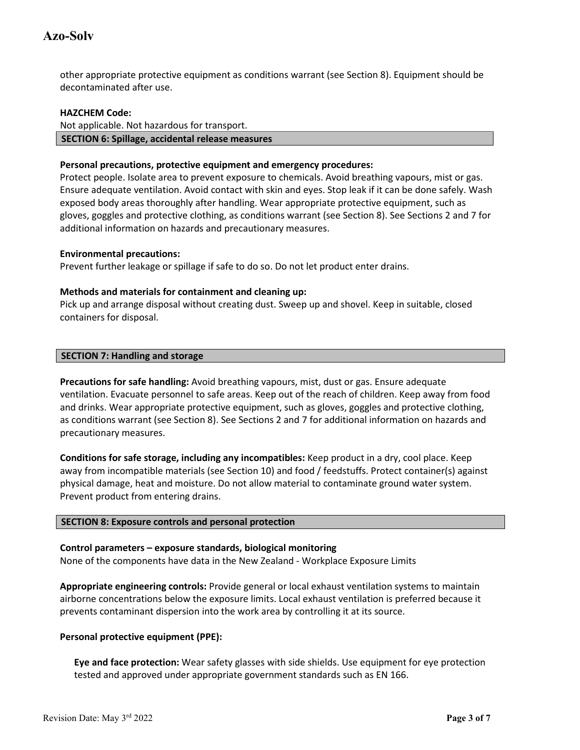other appropriate protective equipment as conditions warrant (see Section 8). Equipment should be decontaminated after use.

**HAZCHEM Code:**

Not applicable. Not hazardous for transport.

## SECTION 6: Spillage, accidental release measures

**Personal precautions, protective equipment and emergency procedures:**

Protect people. Isolate area to prevent exposure to chemicals. Avoid breathing vapours, mist or gas. Ensure adequate ventilation. Avoid contact with skin and eyes. Stop leak if it can be done safely. Wash exposed body areas thoroughly after handling. Wear appropriate protective equipment, such as gloves, goggles and protective clothing, as conditions warrant (see Section 8). See Sections 2 and 7 for additional information on hazards and precautionary measures.

**Environmental precautions:**

Prevent further leakage or spillage if safe to do so. Do not let product enter drains.

**Methods and materials for containment and cleaning up:**

Pick up and arrange disposal without creating dust. Sweep up and shovel. Keep in suitable, closed containers for disposal.

## SECTION 7: Handling and storage

**Precautions for safe handling:** Avoid breathing vapours, mist, dust or gas. Ensure adequate ventilation. Evacuate personnel to safe areas. Keep out of the reach of children. Keep away from food and drinks. Wear appropriate protective equipment, such as gloves, goggles and protective clothing, as conditions warrant (see Section 8). See Sections 2 and 7 for additional information on hazards and precautionary measures.

**Conditions for safe storage, including any incompatibles:** Keep product in a dry, cool place. Keep away from incompatible materials (see Section 10) and food / feedstuffs. Protect container(s) against physical damage, heat and moisture. Do not allow material to contaminate ground water system. Prevent product from entering drains.

## SECTION 8: Exposure controls and personal protection

**Control parameters – exposure standards, biological monitoring**

None of the components have data in the New Zealand - Workplace Exposure Limits

**Appropriate engineering controls:** Provide general or local exhaust ventilation systems to maintain airborne concentrations below the exposure limits. Local exhaust ventilation is preferred because it prevents contaminant dispersion into the work area by controlling it at its source.

**Personal protective equipment (PPE):**

**Eye and face protection:** Wear safety glasses with side shields. Use equipment for eye protection tested and approved under appropriate government standards such as EN 166.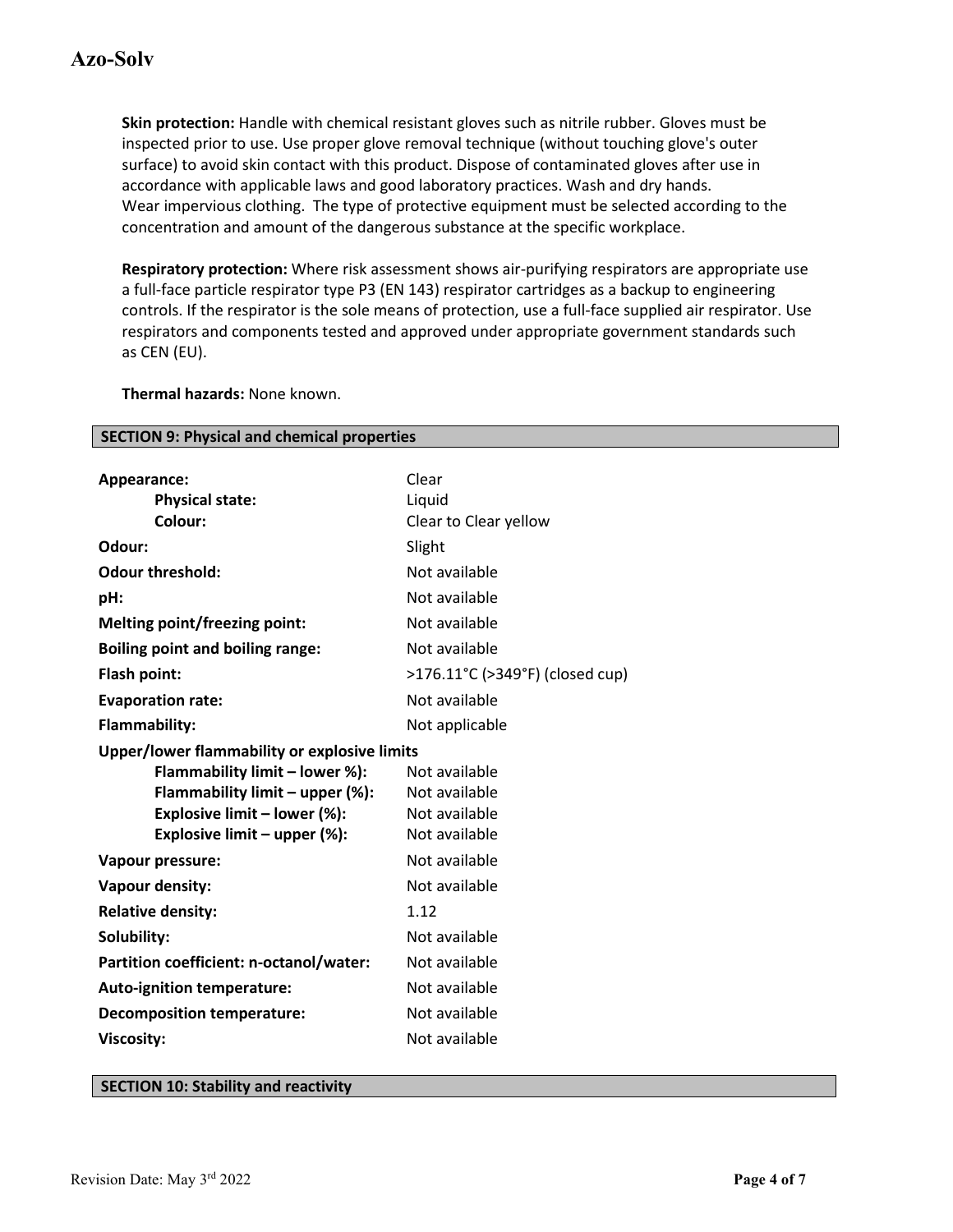**Skin protection:** Handle with chemical resistant gloves such as nitrile rubber. Gloves must be inspected prior to use. Use proper glove removal technique (without touching glove's outer surface) to avoid skin contact with this product. Dispose of contaminated gloves after use in accordance with applicable laws and good laboratory practices. Wash and dry hands. Wear impervious clothing. The type of protective equipment must be selected according to the concentration and amount of the dangerous substance at the specific workplace.

**Respiratory protection:** Where risk assessment shows air-purifying respirators are appropriate use a full-face particle respirator type P3 (EN 143) respirator cartridges as a backup to engineering controls. If the respirator is the sole means of protection, use a full-face supplied air respirator. Use respirators and components tested and approved under appropriate government standards such as CEN (EU).

**Thermal hazards:** None known.

## SECTION 9: Physical and chemical properties

| | |
|---|---|
| **Appearance:** | Clear |
| **Physical state:** | Liquid |
| **Colour:** | Clear to Clear yellow |
| **Odour:** | Slight |
| **Odour threshold:** | Not available |
| **pH:** | Not available |
| **Melting point/freezing point:** | Not available |
| **Boiling point and boiling range:** | Not available |
| **Flash point:** | >176.11°C (>349°F) (closed cup) |
| **Evaporation rate:** | Not available |
| **Flammability:** | Not applicable |
| **Upper/lower flammability or explosive limits** | |
| **Flammability limit – lower %):** | Not available |
| **Flammability limit – upper (%):** | Not available |
| **Explosive limit – lower (%):** | Not available |
| **Explosive limit – upper (%):** | Not available |
| **Vapour pressure:** | Not available |
| **Vapour density:** | Not available |
| **Relative density:** | 1.12 |
| **Solubility:** | Not available |
| **Partition coefficient: n-octanol/water:** | Not available |
| **Auto-ignition temperature:** | Not available |
| **Decomposition temperature:** | Not available |
| **Viscosity:** | Not available |

## SECTION 10: Stability and reactivity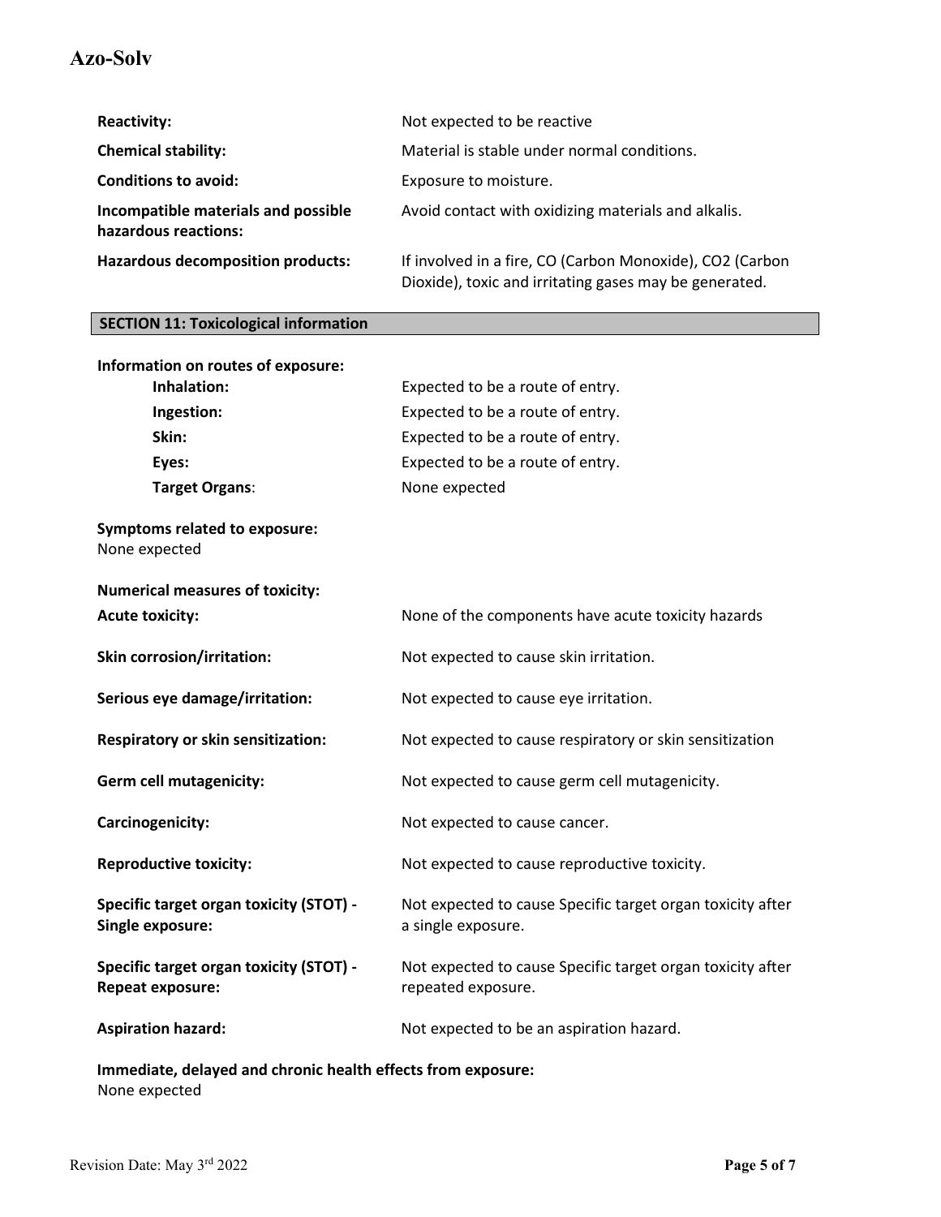| | |
|---|---|
| **Reactivity:** | Not expected to be reactive |
| **Chemical stability:** | Material is stable under normal conditions. |
| **Conditions to avoid:** | Exposure to moisture. |
| **Incompatible materials and possible hazardous reactions:** | Avoid contact with oxidizing materials and alkalis. |
| **Hazardous decomposition products:** | If involved in a fire, CO (Carbon Monoxide), $CO_2$ (Carbon Dioxide), toxic and irritating gases may be generated. |

## SECTION 11: Toxicological information

**Information on routes of exposure:**

| | |
|---|---|
| **Inhalation:** | Expected to be a route of entry. |
| **Ingestion:** | Expected to be a route of entry. |
| **Skin:** | Expected to be a route of entry. |
| **Eyes:** | Expected to be a route of entry. |
| **Target Organs**: | None expected |

**Symptoms related to exposure:**
None expected

**Numerical measures of toxicity:**

| | |
|---|---|
| **Acute toxicity:** | None of the components have acute toxicity hazards |
| **Skin corrosion/irritation:** | Not expected to cause skin irritation. |
| **Serious eye damage/irritation:** | Not expected to cause eye irritation. |
| **Respiratory or skin sensitization:** | Not expected to cause respiratory or skin sensitization |
| **Germ cell mutagenicity:** | Not expected to cause germ cell mutagenicity. |
| **Carcinogenicity:** | Not expected to cause cancer. |
| **Reproductive toxicity:** | Not expected to cause reproductive toxicity. |
| **Specific target organ toxicity (STOT) - Single exposure:** | Not expected to cause Specific target organ toxicity after a single exposure. |
| **Specific target organ toxicity (STOT) - Repeat exposure:** | Not expected to cause Specific target organ toxicity after repeated exposure. |
| **Aspiration hazard:** | Not expected to be an aspiration hazard. |

**Immediate, delayed and chronic health effects from exposure:**
None expected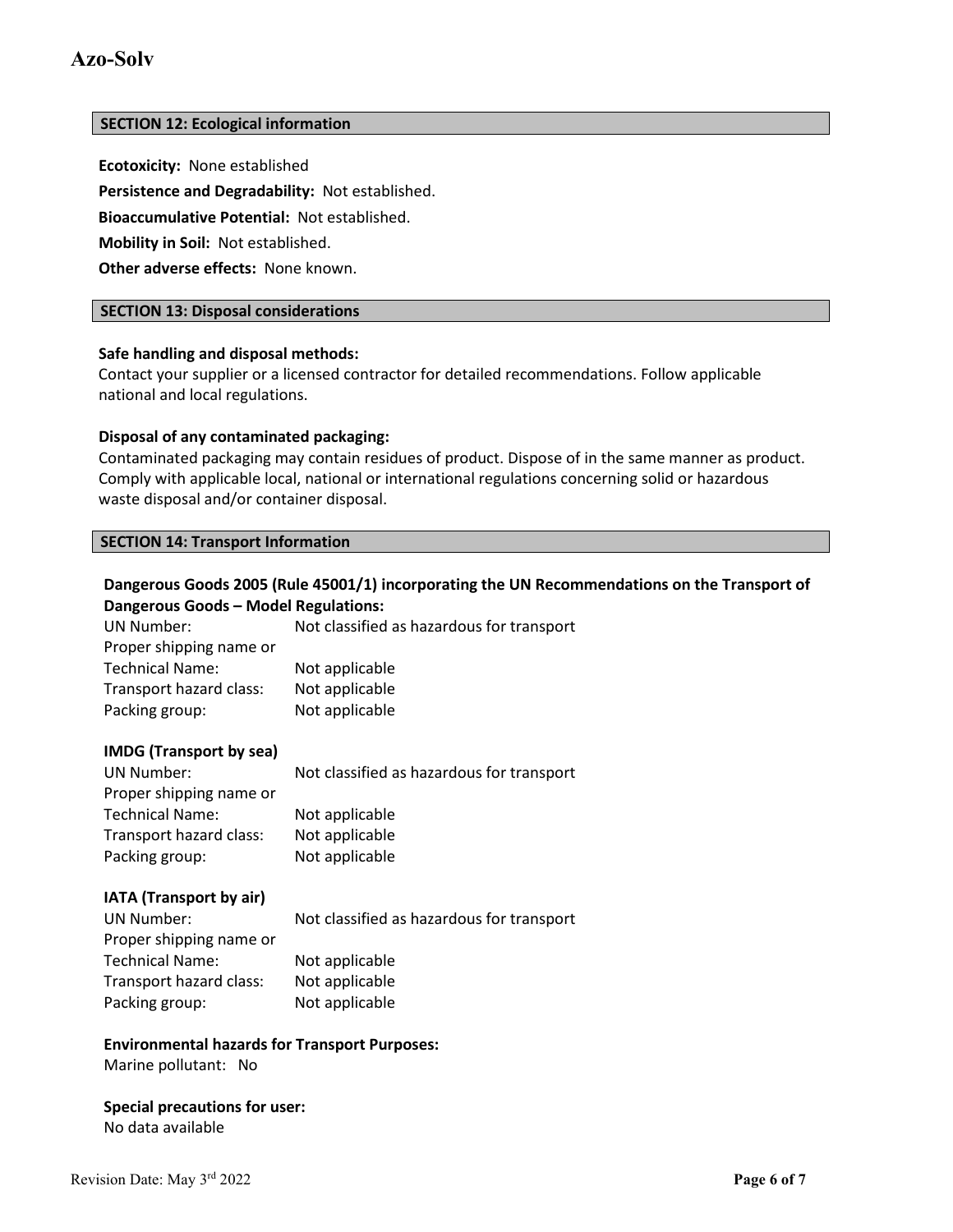## SECTION 12: Ecological information

**Ecotoxicity:** None established

**Persistence and Degradability:** Not established.

**Bioaccumulative Potential:** Not established.

**Mobility in Soil:** Not established.

**Other adverse effects:** None known.

## SECTION 13: Disposal considerations

**Safe handling and disposal methods:**

Contact your supplier or a licensed contractor for detailed recommendations. Follow applicable national and local regulations.

**Disposal of any contaminated packaging:**

Contaminated packaging may contain residues of product. Dispose of in the same manner as product. Comply with applicable local, national or international regulations concerning solid or hazardous waste disposal and/or container disposal.

## SECTION 14: Transport Information

**Dangerous Goods 2005 (Rule 45001/1) incorporating the UN Recommendations on the Transport of Dangerous Goods – Model Regulations:**

| | |
|---|---|
| UN Number: | Not classified as hazardous for transport |
| Proper shipping name or Technical Name: | Not applicable |
| Transport hazard class: | Not applicable |
| Packing group: | Not applicable |

**IMDG (Transport by sea)**

| | |
|---|---|
| UN Number: | Not classified as hazardous for transport |
| Proper shipping name or Technical Name: | Not applicable |
| Transport hazard class: | Not applicable |
| Packing group: | Not applicable |

**IATA (Transport by air)**

| | |
|---|---|
| UN Number: | Not classified as hazardous for transport |
| Proper shipping name or Technical Name: | Not applicable |
| Transport hazard class: | Not applicable |
| Packing group: | Not applicable |

**Environmental hazards for Transport Purposes:**

Marine pollutant: No

**Special precautions for user:**

No data available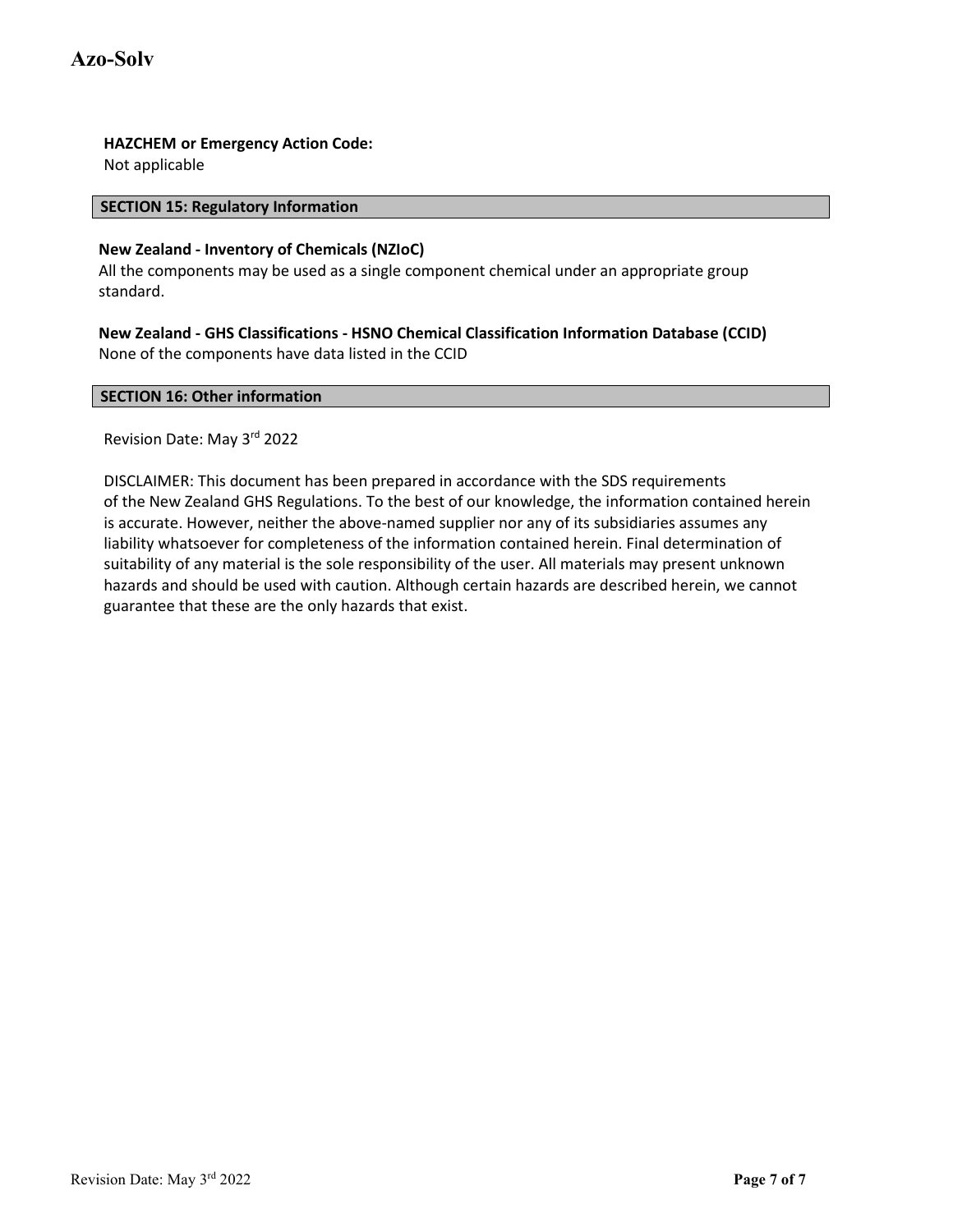**HAZCHEM or Emergency Action Code:**
Not applicable

## SECTION 15: Regulatory Information

**New Zealand - Inventory of Chemicals (NZIoC)**
All the components may be used as a single component chemical under an appropriate group standard.

**New Zealand - GHS Classifications - HSNO Chemical Classification Information Database (CCID)**
None of the components have data listed in the CCID

## SECTION 16: Other information

Revision Date: May 3rd 2022

DISCLAIMER: This document has been prepared in accordance with the SDS requirements of the New Zealand GHS Regulations. To the best of our knowledge, the information contained herein is accurate. However, neither the above-named supplier nor any of its subsidiaries assumes any liability whatsoever for completeness of the information contained herein. Final determination of suitability of any material is the sole responsibility of the user. All materials may present unknown hazards and should be used with caution. Although certain hazards are described herein, we cannot guarantee that these are the only hazards that exist.